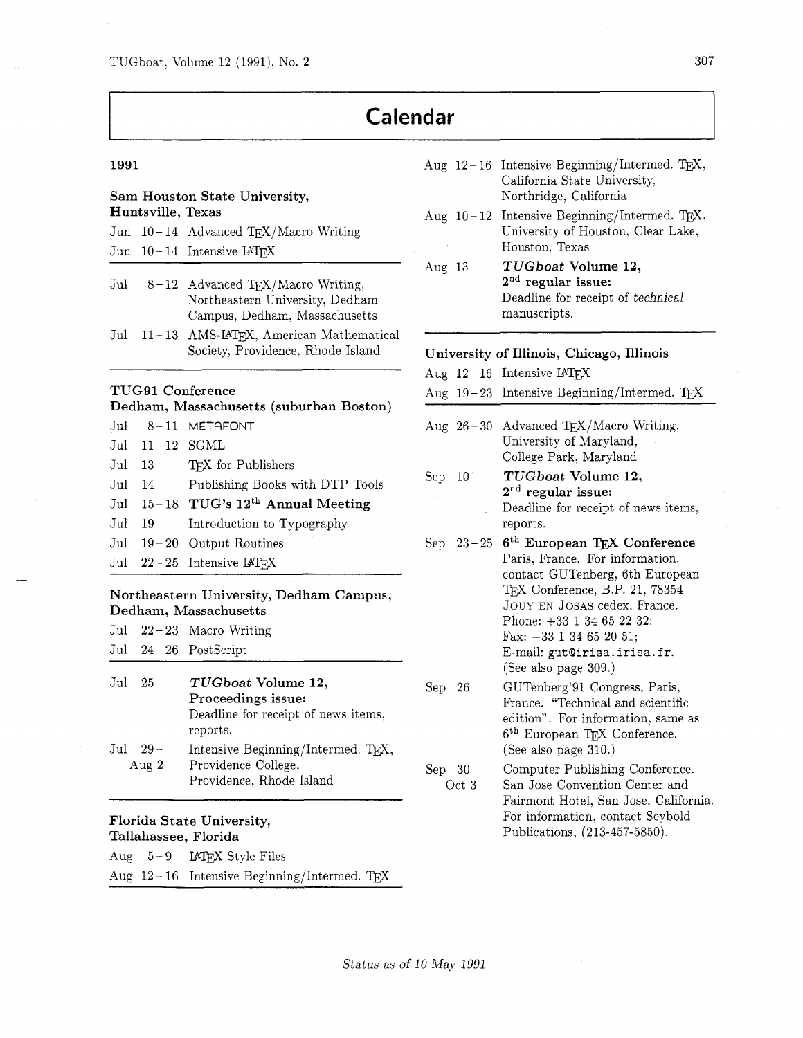# Calendar

**1991**

**Sam Houston State University, Huntsville, Texas**

| | |
|---|---|
| Jun 10–14 | Advanced TEX/Macro Writing |
| Jun 10–14 | Intensive LATEX |

| | |
|---|---|
| Jul 8–12 | Advanced TEX/Macro Writing, Northeastern University, Dedham Campus, Dedham, Massachusetts |
| Jul 11–13 | AMS-LATEX, American Mathematical Society, Providence, Rhode Island |

**TUG91 Conference**
**Dedham, Massachusetts (suburban Boston)**

| | |
|---|---|
| Jul 8–11 | METAFONT |
| Jul 11–12 | SGML |
| Jul 13 | TEX for Publishers |
| Jul 14 | Publishing Books with DTP Tools |
| Jul 15–18 | **TUG's 12th Annual Meeting** |
| Jul 19 | Introduction to Typography |
| Jul 19–20 | Output Routines |
| Jul 22–25 | Intensive LATEX |

**Northeastern University, Dedham Campus, Dedham, Massachusetts**

| | |
|---|---|
| Jul 22–23 | Macro Writing |
| Jul 24–26 | PostScript |

| | |
|---|---|
| Jul 25 | ***TUGboat* Volume 12, Proceedings issue:** Deadline for receipt of news items, reports. |
| Jul 29–Aug 2 | Intensive Beginning/Intermed. TEX, Providence College, Providence, Rhode Island |

**Florida State University, Tallahassee, Florida**

| | |
|---|---|
| Aug 5–9 | LATEX Style Files |
| Aug 12–16 | Intensive Beginning/Intermed. TEX |

| | |
|---|---|
| Aug 12–16 | Intensive Beginning/Intermed. TEX, California State University, Northridge, California |
| Aug 10–12 | Intensive Beginning/Intermed. TEX, University of Houston, Clear Lake, Houston, Texas |
| Aug 13 | ***TUGboat* Volume 12, 2nd regular issue:** Deadline for receipt of *technical* manuscripts. |

**University of Illinois, Chicago, Illinois**

| | |
|---|---|
| Aug 12–16 | Intensive LATEX |
| Aug 19–23 | Intensive Beginning/Intermed. TEX |

| | |
|---|---|
| Aug 26–30 | Advanced TEX/Macro Writing, University of Maryland, College Park, Maryland |
| Sep 10 | ***TUGboat* Volume 12, 2nd regular issue:** Deadline for receipt of news items, reports. |
| Sep 23–25 | **6th European TEX Conference** Paris, France. For information, contact GUTenberg, 6th European TEX Conference, B.P. 21, 78354 JOUY EN JOSAS cedex, France. Phone: +33 1 34 65 22 32; Fax: +33 1 34 65 20 51; E-mail: `gut@irisa.irisa.fr`. (See also page 309.) |
| Sep 26 | GUTenberg'91 Congress, Paris, France. "Technical and scientific edition". For information, same as 6th European TEX Conference. (See also page 310.) |
| Sep 30–Oct 3 | Computer Publishing Conference. San Jose Convention Center and Fairmont Hotel, San Jose, California. For information, contact Seybold Publications, (213-457-5850). |

*Status as of 10 May 1991*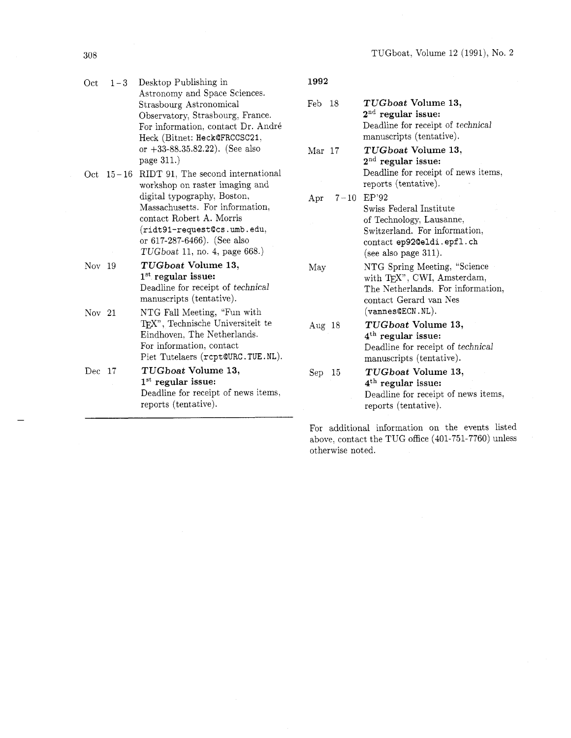Oct 1–3 Desktop Publishing in Astronomy and Space Sciences. Strasbourg Astronomical Observatory, Strasbourg, France. For information, contact Dr. André Heck (Bitnet: `Heck@FRCCSC21`, or +33-88.35.82.22). (See also page 311.)

Oct 15–16 RIDT 91, The second international workshop on raster imaging and digital typography, Boston, Massachusetts. For information, contact Robert A. Morris (`ridt91-request@cs.umb.edu`, or 617-287-6466). (See also *TUGboat* 11, no. 4, page 668.)

Nov 19 ***TUGboat* Volume 13, 1st regular issue:** Deadline for receipt of *technical* manuscripts (tentative).

Nov 21 NTG Fall Meeting, "Fun with TeX", Technische Universiteit te Eindhoven, The Netherlands. For information, contact Piet Tutelaers (`rcpt@URC.TUE.NL`).

Dec 17 ***TUGboat* Volume 13, 1st regular issue:** Deadline for receipt of news items, reports (tentative).

**1992**

Feb 18 ***TUGboat* Volume 13, 2nd regular issue:** Deadline for receipt of *technical* manuscripts (tentative).

Mar 17 ***TUGboat* Volume 13, 2nd regular issue:** Deadline for receipt of news items, reports (tentative).

Apr 7–10 EP'92 Swiss Federal Institute of Technology, Lausanne, Switzerland. For information, contact `ep92@eldi.epfl.ch` (see also page 311).

May NTG Spring Meeting, "Science with TeX", CWI, Amsterdam, The Netherlands. For information, contact Gerard van Nes (`vannes@ECN.NL`).

Aug 18 ***TUGboat* Volume 13, 4th regular issue:** Deadline for receipt of *technical* manuscripts (tentative).

Sep 15 ***TUGboat* Volume 13, 4th regular issue:** Deadline for receipt of news items, reports (tentative).

For additional information on the events listed above, contact the TUG office (401-751-7760) unless otherwise noted.